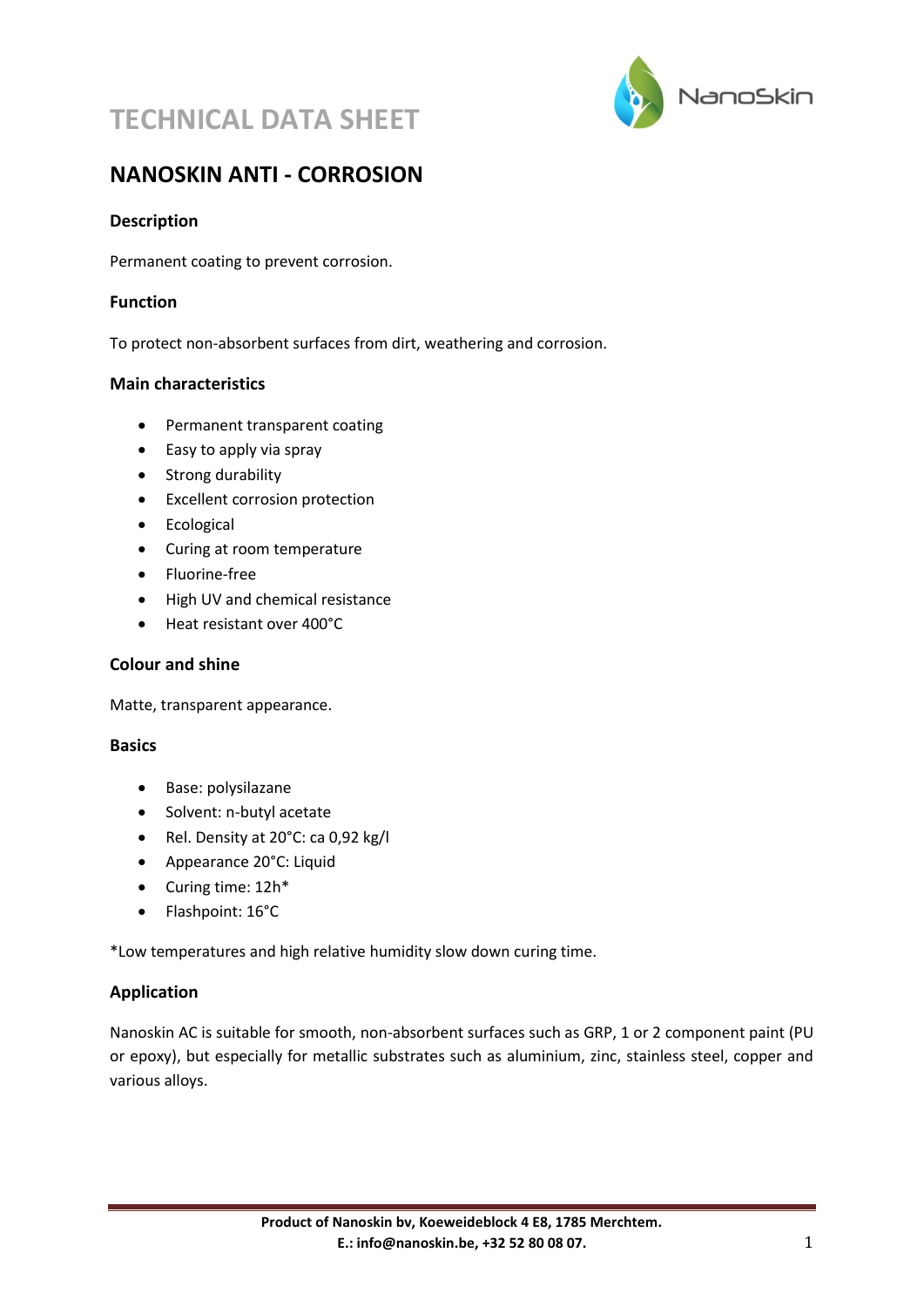# TECHNICAL DATA SHEET

## NANOSKIN ANTI - CORROSION

### Description

Permanent coating to prevent corrosion.

### Function

To protect non-absorbent surfaces from dirt, weathering and corrosion.

### Main characteristics

- Permanent transparent coating
- Easy to apply via spray
- Strong durability
- Excellent corrosion protection
- Ecological
- Curing at room temperature
- Fluorine-free
- High UV and chemical resistance
- Heat resistant over 400°C

### Colour and shine

Matte, transparent appearance.

### Basics

- Base: polysilazane
- Solvent: n-butyl acetate
- Rel. Density at 20°C: ca 0,92 kg/l
- Appearance 20°C: Liquid
- Curing time: 12h*
- Flashpoint: 16°C

*Low temperatures and high relative humidity slow down curing time.

### Application

Nanoskin AC is suitable for smooth, non-absorbent surfaces such as GRP, 1 or 2 component paint (PU or epoxy), but especially for metallic substrates such as aluminium, zinc, stainless steel, copper and various alloys.

**Product of Nanoskin bv, Koeweideblock 4 E8, 1785 Merchtem.**
**E.: info@nanoskin.be, +32 52 80 08 07.**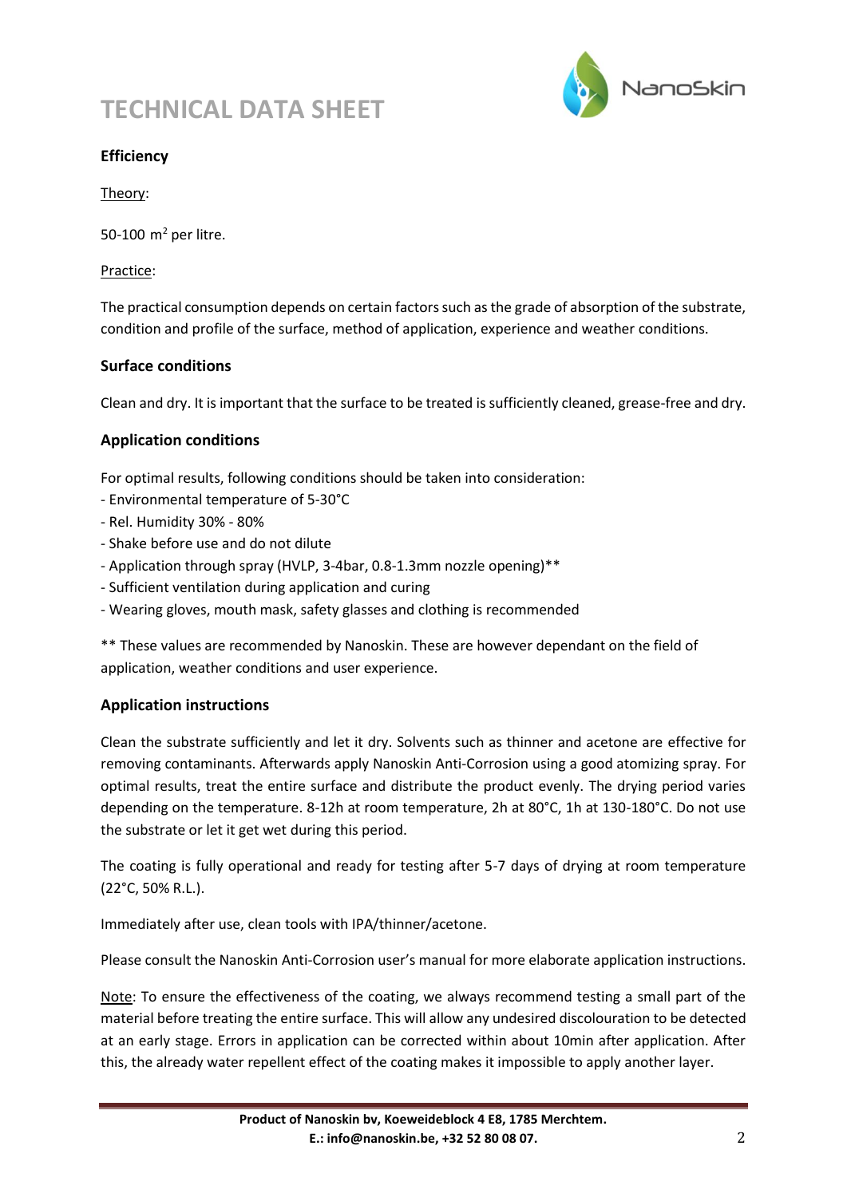# TECHNICAL DATA SHEET

### Efficiency

Theory:

50-100 $m^2$ per litre.

Practice:

The practical consumption depends on certain factors such as the grade of absorption of the substrate, condition and profile of the surface, method of application, experience and weather conditions.

### Surface conditions

Clean and dry. It is important that the surface to be treated is sufficiently cleaned, grease-free and dry.

### Application conditions

For optimal results, following conditions should be taken into consideration:

- Environmental temperature of 5-30°C
- Rel. Humidity 30% - 80%
- Shake before use and do not dilute
- Application through spray (HVLP, 3-4bar, 0.8-1.3mm nozzle opening)**
- Sufficient ventilation during application and curing
- Wearing gloves, mouth mask, safety glasses and clothing is recommended

** These values are recommended by Nanoskin. These are however dependant on the field of application, weather conditions and user experience.

### Application instructions

Clean the substrate sufficiently and let it dry. Solvents such as thinner and acetone are effective for removing contaminants. Afterwards apply Nanoskin Anti-Corrosion using a good atomizing spray. For optimal results, treat the entire surface and distribute the product evenly. The drying period varies depending on the temperature. 8-12h at room temperature, 2h at 80°C, 1h at 130-180°C. Do not use the substrate or let it get wet during this period.

The coating is fully operational and ready for testing after 5-7 days of drying at room temperature (22°C, 50% R.L.).

Immediately after use, clean tools with IPA/thinner/acetone.

Please consult the Nanoskin Anti-Corrosion user's manual for more elaborate application instructions.

Note: To ensure the effectiveness of the coating, we always recommend testing a small part of the material before treating the entire surface. This will allow any undesired discolouration to be detected at an early stage. Errors in application can be corrected within about 10min after application. After this, the already water repellent effect of the coating makes it impossible to apply another layer.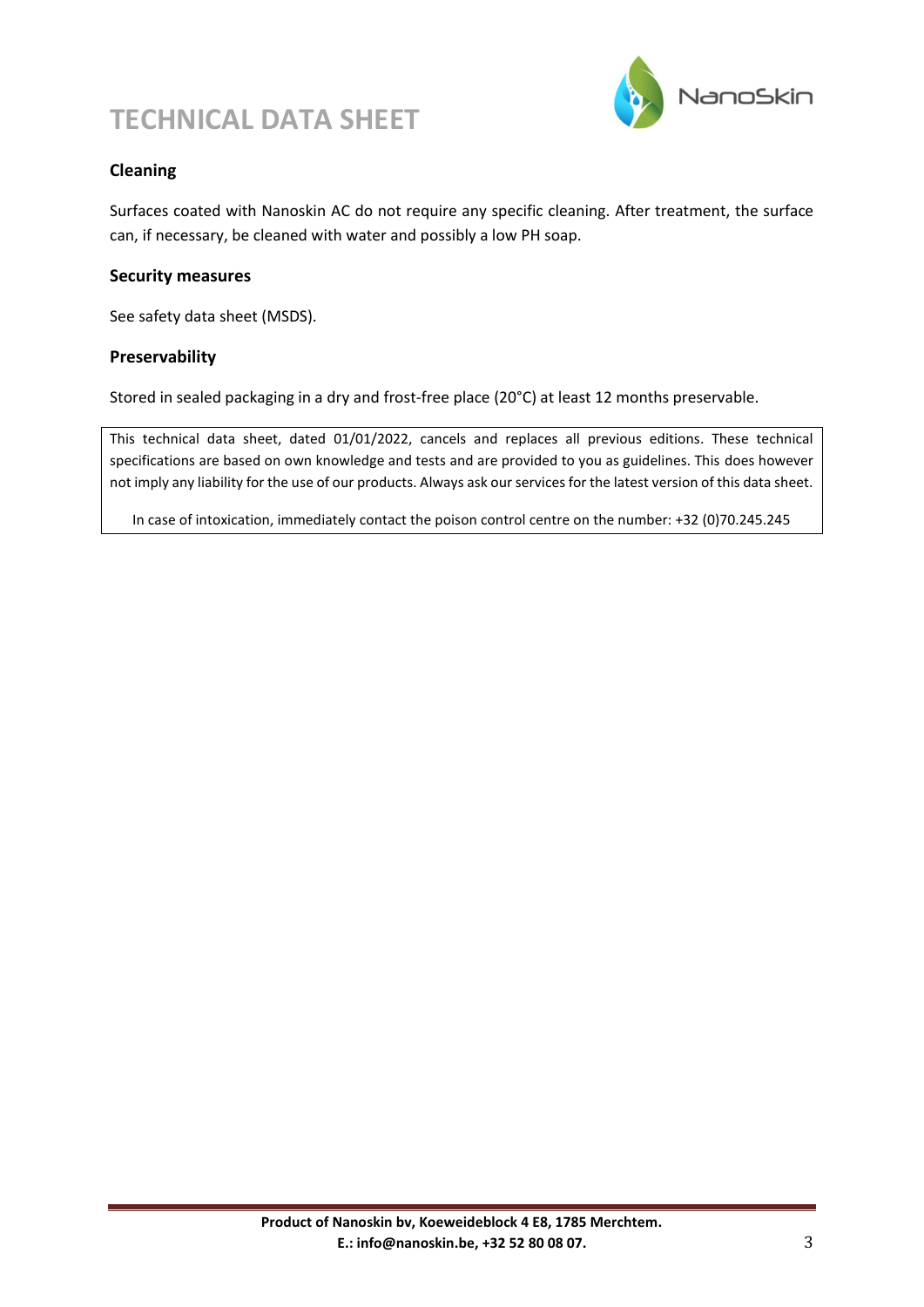## Cleaning

Surfaces coated with Nanoskin AC do not require any specific cleaning. After treatment, the surface can, if necessary, be cleaned with water and possibly a low PH soap.

## Security measures

See safety data sheet (MSDS).

## Preservability

Stored in sealed packaging in a dry and frost-free place (20°C) at least 12 months preservable.

This technical data sheet, dated 01/01/2022, cancels and replaces all previous editions. These technical specifications are based on own knowledge and tests and are provided to you as guidelines. This does however not imply any liability for the use of our products. Always ask our services for the latest version of this data sheet.

In case of intoxication, immediately contact the poison control centre on the number: +32 (0)70.245.245